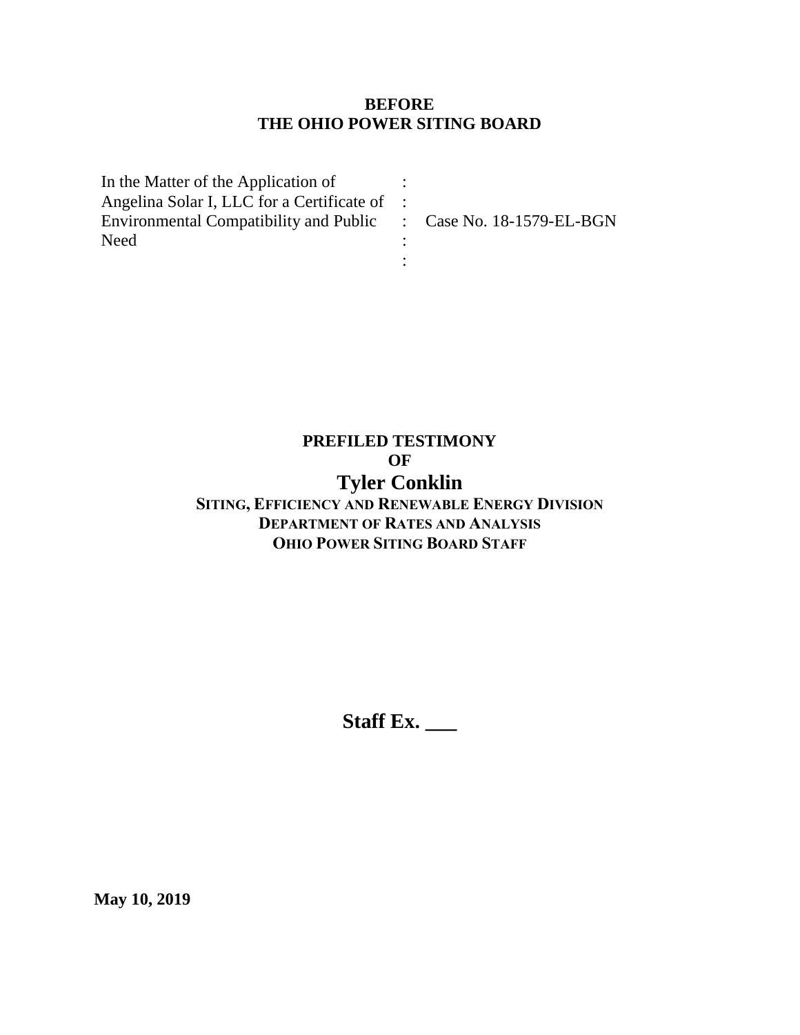**BEFORE**
**THE OHIO POWER SITING BOARD**

| In the Matter of the Application of Angelina Solar I, LLC for a Certificate of Environmental Compatibility and Public Need | : | Case No. 18-1579-EL-BGN |
|---|---|---|

**PREFILED TESTIMONY**
**OF**
# Tyler Conklin
**SITING, EFFICIENCY AND RENEWABLE ENERGY DIVISION**
**DEPARTMENT OF RATES AND ANALYSIS**
**OHIO POWER SITING BOARD STAFF**

**Staff Ex. \_\_\_**

**May 10, 2019**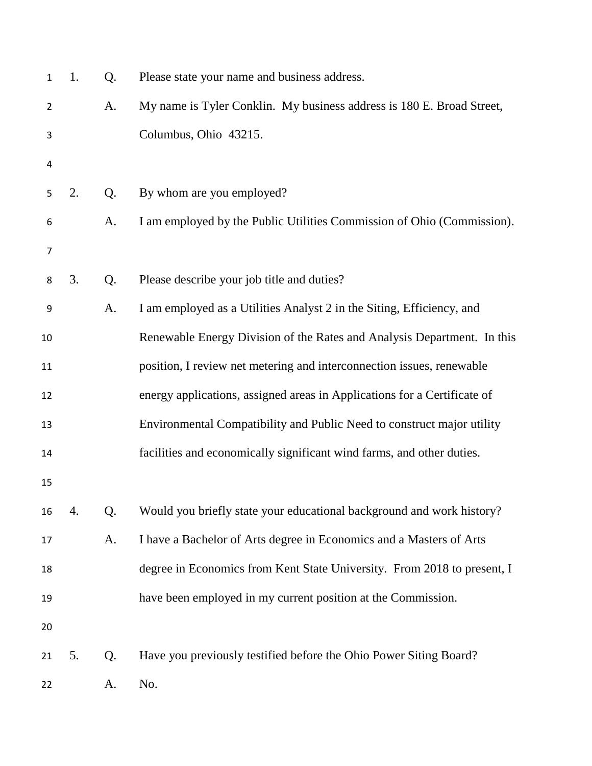1. Q. Please state your name and business address.

A. My name is Tyler Conklin. My business address is 180 E. Broad Street, Columbus, Ohio 43215.

2. Q. By whom are you employed?

A. I am employed by the Public Utilities Commission of Ohio (Commission).

3. Q. Please describe your job title and duties?

A. I am employed as a Utilities Analyst 2 in the Siting, Efficiency, and Renewable Energy Division of the Rates and Analysis Department. In this position, I review net metering and interconnection issues, renewable energy applications, assigned areas in Applications for a Certificate of Environmental Compatibility and Public Need to construct major utility facilities and economically significant wind farms, and other duties.

4. Q. Would you briefly state your educational background and work history?

A. I have a Bachelor of Arts degree in Economics and a Masters of Arts degree in Economics from Kent State University. From 2018 to present, I have been employed in my current position at the Commission.

5. Q. Have you previously testified before the Ohio Power Siting Board?

A. No.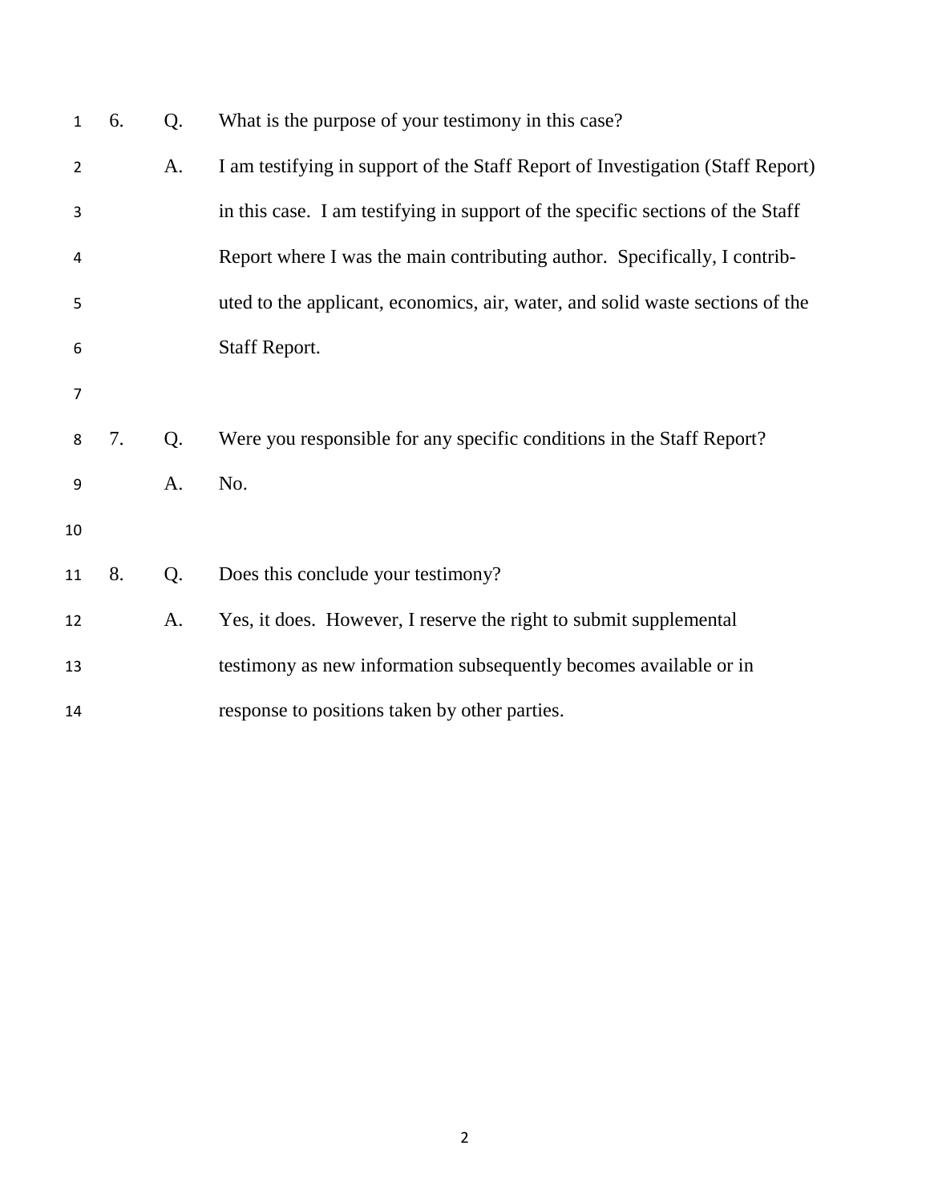6. Q. What is the purpose of your testimony in this case?

A. I am testifying in support of the Staff Report of Investigation (Staff Report) in this case. I am testifying in support of the specific sections of the Staff Report where I was the main contributing author. Specifically, I contributed to the applicant, economics, air, water, and solid waste sections of the Staff Report.

7. Q. Were you responsible for any specific conditions in the Staff Report?

A. No.

8. Q. Does this conclude your testimony?

A. Yes, it does. However, I reserve the right to submit supplemental testimony as new information subsequently becomes available or in response to positions taken by other parties.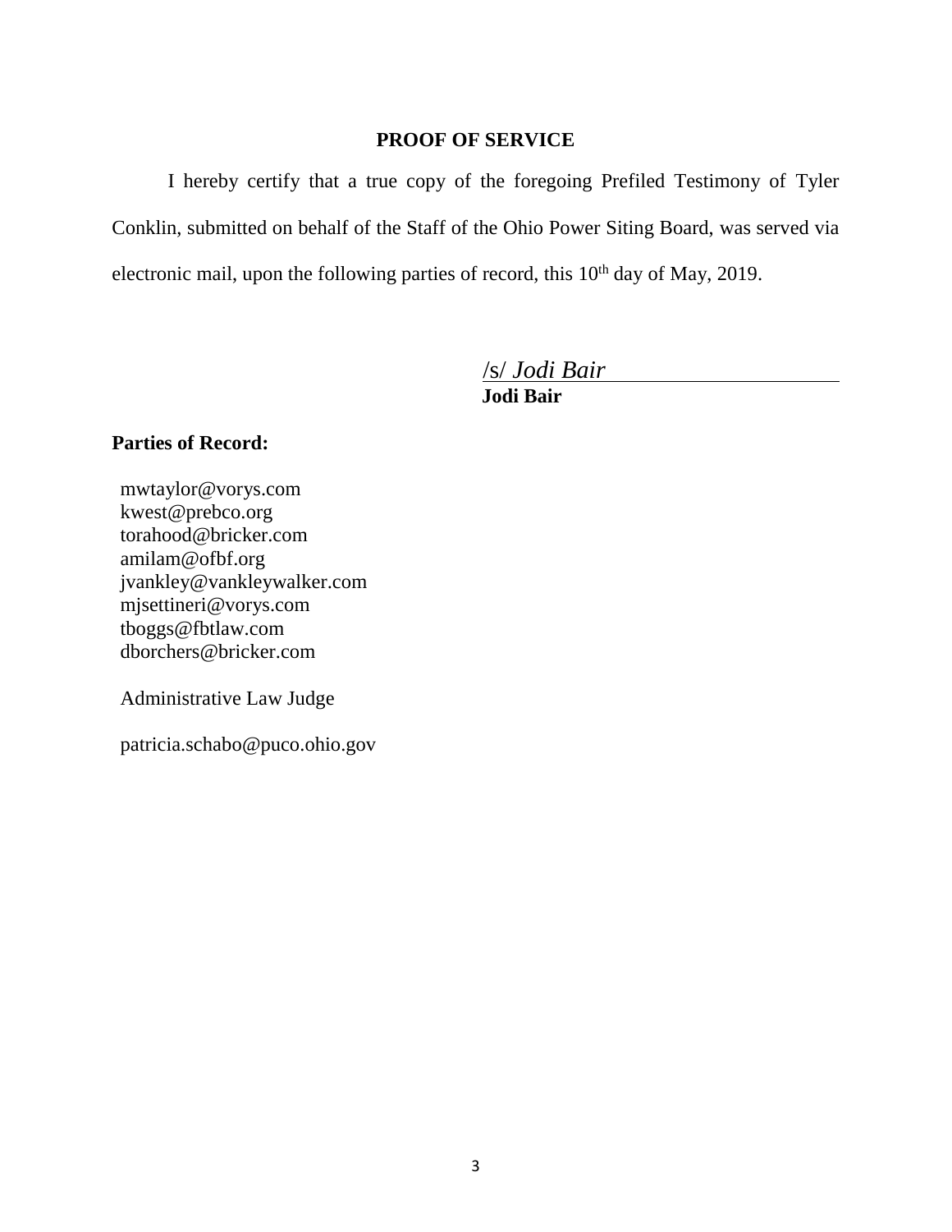## PROOF OF SERVICE

I hereby certify that a true copy of the foregoing Prefiled Testimony of Tyler Conklin, submitted on behalf of the Staff of the Ohio Power Siting Board, was served via electronic mail, upon the following parties of record, this 10th day of May, 2019.

/s/ *Jodi Bair*
**Jodi Bair**

**Parties of Record:**

mwtaylor@vorys.com
kwest@prebco.org
torahood@bricker.com
amilam@ofbf.org
jvankley@vankleywalker.com
mjsettineri@vorys.com
tboggs@fbtlaw.com
dborchers@bricker.com

Administrative Law Judge

patricia.schabo@puco.ohio.gov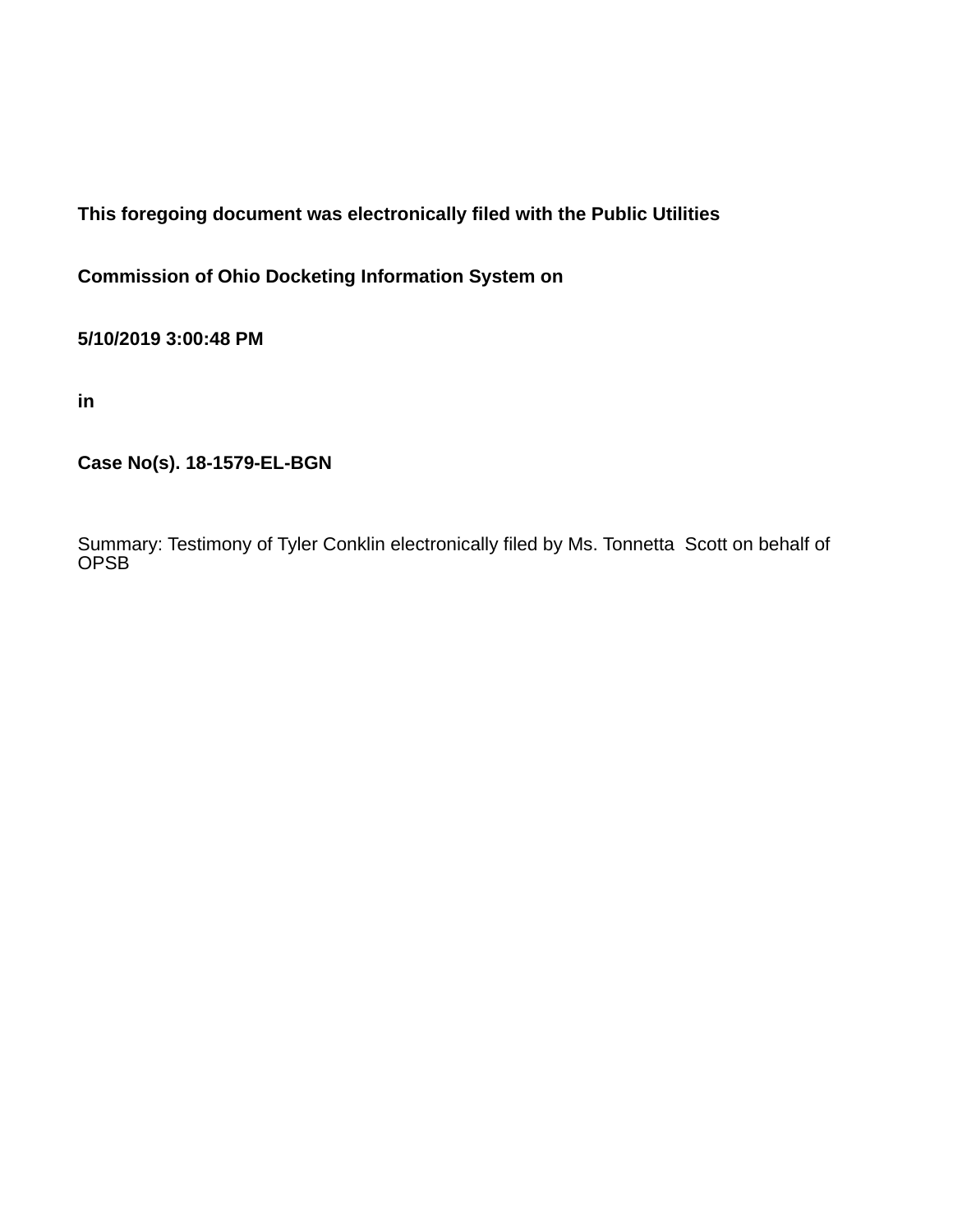**This foregoing document was electronically filed with the Public Utilities**

**Commission of Ohio Docketing Information System on**

**5/10/2019 3:00:48 PM**

**in**

**Case No(s). 18-1579-EL-BGN**

Summary: Testimony of Tyler Conklin electronically filed by Ms. Tonnetta Scott on behalf of OPSB